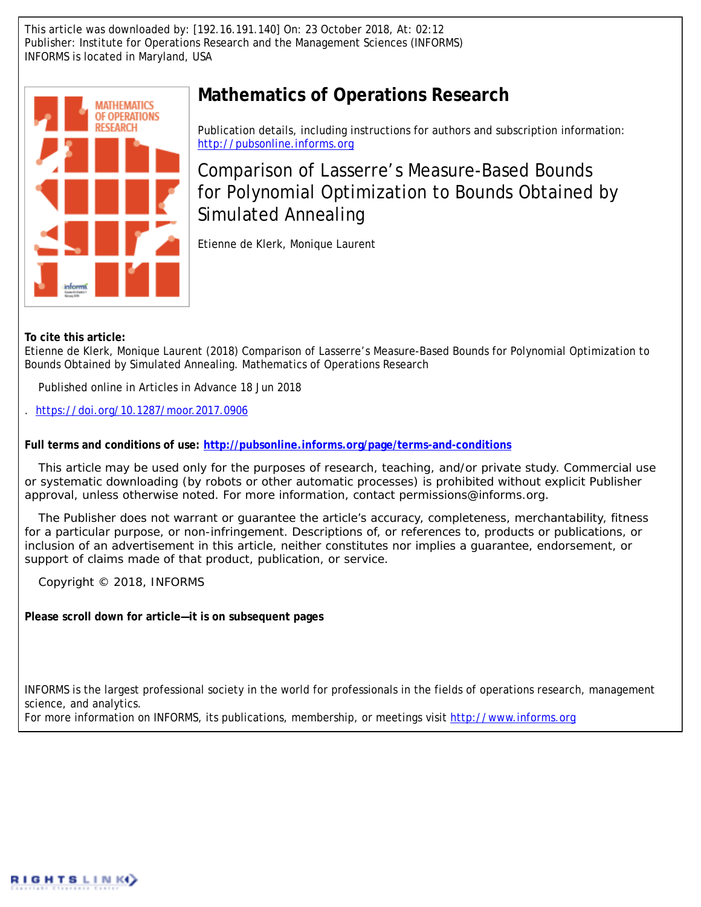This article was downloaded by: [192.16.191.140] On: 23 October 2018, At: 02:12
Publisher: Institute for Operations Research and the Management Sciences (INFORMS)
INFORMS is located in Maryland, USA

# Mathematics of Operations Research

Publication details, including instructions for authors and subscription information:
http://pubsonline.informs.org

## Comparison of Lasserre's Measure-Based Bounds for Polynomial Optimization to Bounds Obtained by Simulated Annealing

Etienne de Klerk, Monique Laurent

**To cite this article:**
Etienne de Klerk, Monique Laurent (2018) Comparison of Lasserre's Measure-Based Bounds for Polynomial Optimization to Bounds Obtained by Simulated Annealing. Mathematics of Operations Research

Published online in Articles in Advance 18 Jun 2018

. https://doi.org/10.1287/moor.2017.0906

**Full terms and conditions of use: http://pubsonline.informs.org/page/terms-and-conditions**

This article may be used only for the purposes of research, teaching, and/or private study. Commercial use or systematic downloading (by robots or other automatic processes) is prohibited without explicit Publisher approval, unless otherwise noted. For more information, contact permissions@informs.org.

The Publisher does not warrant or guarantee the article's accuracy, completeness, merchantability, fitness for a particular purpose, or non-infringement. Descriptions of, or references to, products or publications, or inclusion of an advertisement in this article, neither constitutes nor implies a guarantee, endorsement, or support of claims made of that product, publication, or service.

Copyright © 2018, INFORMS

**Please scroll down for article—it is on subsequent pages**

INFORMS is the largest professional society in the world for professionals in the fields of operations research, management science, and analytics.
For more information on INFORMS, its publications, membership, or meetings visit http://www.informs.org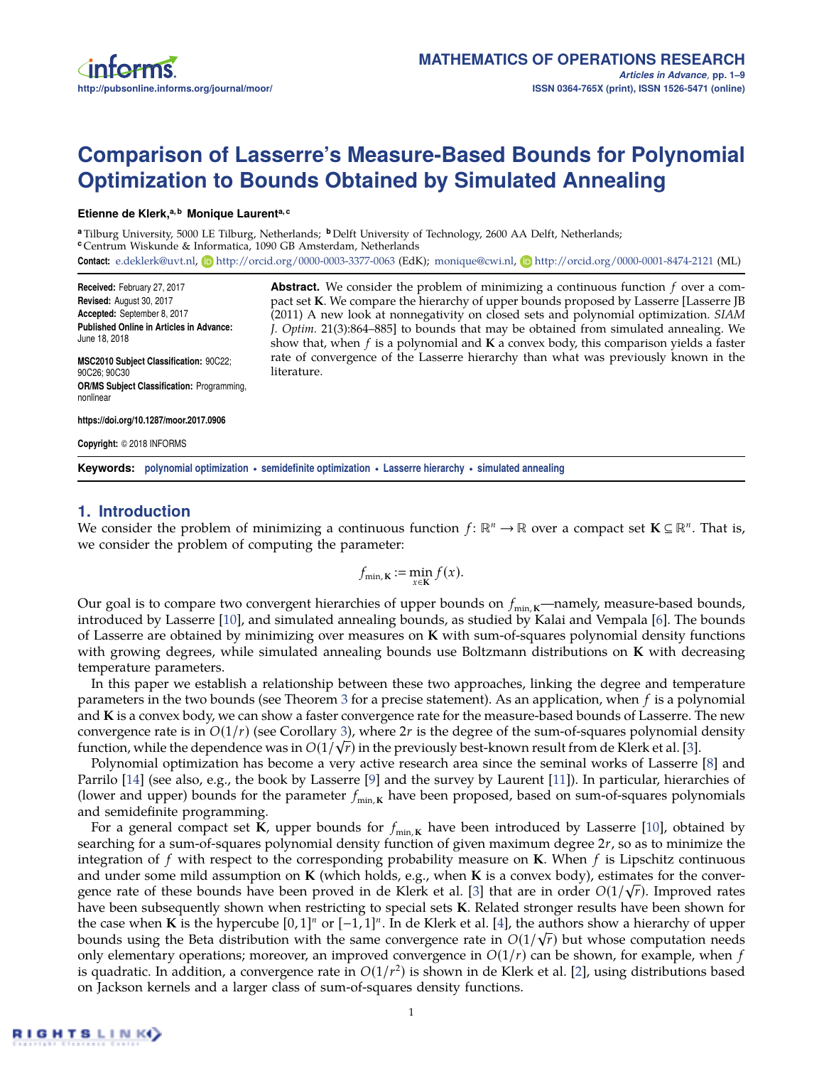# Comparison of Lasserre's Measure-Based Bounds for Polynomial Optimization to Bounds Obtained by Simulated Annealing

**Etienne de Klerk,[a,b] Monique Laurent[a,c]**

[a] Tilburg University, 5000 LE Tilburg, Netherlands; [b] Delft University of Technology, 2600 AA Delft, Netherlands;
[c] Centrum Wiskunde & Informatica, 1090 GB Amsterdam, Netherlands

**Contact:** e.deklerk@uvt.nl, http://orcid.org/0000-0003-3377-0063 (EdK); monique@cwi.nl, http://orcid.org/0000-0001-8474-2121 (ML)

**Received:** February 27, 2017
**Revised:** August 30, 2017
**Accepted:** September 8, 2017
**Published Online in Articles in Advance:** June 18, 2018

**MSC2010 Subject Classification:** 90C22; 90C26; 90C30
**OR/MS Subject Classification:** Programming, nonlinear

**https://doi.org/10.1287/moor.2017.0906**

**Copyright:** © 2018 INFORMS

**Abstract.** We consider the problem of minimizing a continuous function $f$ over a compact set $\mathbf{K}$. We compare the hierarchy of upper bounds proposed by Lasserre [Lasserre JB (2011) A new look at nonnegativity on closed sets and polynomial optimization. *SIAM J. Optim.* 21(3):864–885] to bounds that may be obtained from simulated annealing. We show that, when $f$ is a polynomial and $\mathbf{K}$ a convex body, this comparison yields a faster rate of convergence of the Lasserre hierarchy than what was previously known in the literature.

**Keywords:** polynomial optimization • semidefinite optimization • Lasserre hierarchy • simulated annealing

## 1. Introduction

We consider the problem of minimizing a continuous function $f: \mathbb{R}^n \to \mathbb{R}$ over a compact set $\mathbf{K} \subseteq \mathbb{R}^n$. That is, we consider the problem of computing the parameter:

$$f_{\min,\mathbf{K}} := \min_{x\in\mathbf{K}} f(x).$$

Our goal is to compare two convergent hierarchies of upper bounds on $f_{\min,\mathbf{K}}$—namely, measure-based bounds, introduced by Lasserre [10], and simulated annealing bounds, as studied by Kalai and Vempala [6]. The bounds of Lasserre are obtained by minimizing over measures on $\mathbf{K}$ with sum-of-squares polynomial density functions with growing degrees, while simulated annealing bounds use Boltzmann distributions on $\mathbf{K}$ with decreasing temperature parameters.

In this paper we establish a relationship between these two approaches, linking the degree and temperature parameters in the two bounds (see Theorem 3 for a precise statement). As an application, when $f$ is a polynomial and $\mathbf{K}$ is a convex body, we can show a faster convergence rate for the measure-based bounds of Lasserre. The new convergence rate is in $O(1/r)$ (see Corollary 3), where $2r$ is the degree of the sum-of-squares polynomial density function, while the dependence was in $O(1/\sqrt{r})$ in the previously best-known result from de Klerk et al. [3].

Polynomial optimization has become a very active research area since the seminal works of Lasserre [8] and Parrilo [14] (see also, e.g., the book by Lasserre [9] and the survey by Laurent [11]). In particular, hierarchies of (lower and upper) bounds for the parameter $f_{\min,\mathbf{K}}$ have been proposed, based on sum-of-squares polynomials and semidefinite programming.

For a general compact set $\mathbf{K}$, upper bounds for $f_{\min,\mathbf{K}}$ have been introduced by Lasserre [10], obtained by searching for a sum-of-squares polynomial density function of given maximum degree $2r$, so as to minimize the integration of $f$ with respect to the corresponding probability measure on $\mathbf{K}$. When $f$ is Lipschitz continuous and under some mild assumption on $\mathbf{K}$ (which holds, e.g., when $\mathbf{K}$ is a convex body), estimates for the convergence rate of these bounds have been proved in de Klerk et al. [3] that are in order $O(1/\sqrt{r})$. Improved rates have been subsequently shown when restricting to special sets $\mathbf{K}$. Related stronger results have been shown for the case when $\mathbf{K}$ is the hypercube $[0,1]^n$ or $[-1,1]^n$. In de Klerk et al. [4], the authors show a hierarchy of upper bounds using the Beta distribution with the same convergence rate in $O(1/\sqrt{r})$ but whose computation needs only elementary operations; moreover, an improved convergence in $O(1/r)$ can be shown, for example, when $f$ is quadratic. In addition, a convergence rate in $O(1/r^2)$ is shown in de Klerk et al. [2], using distributions based on Jackson kernels and a larger class of sum-of-squares density functions.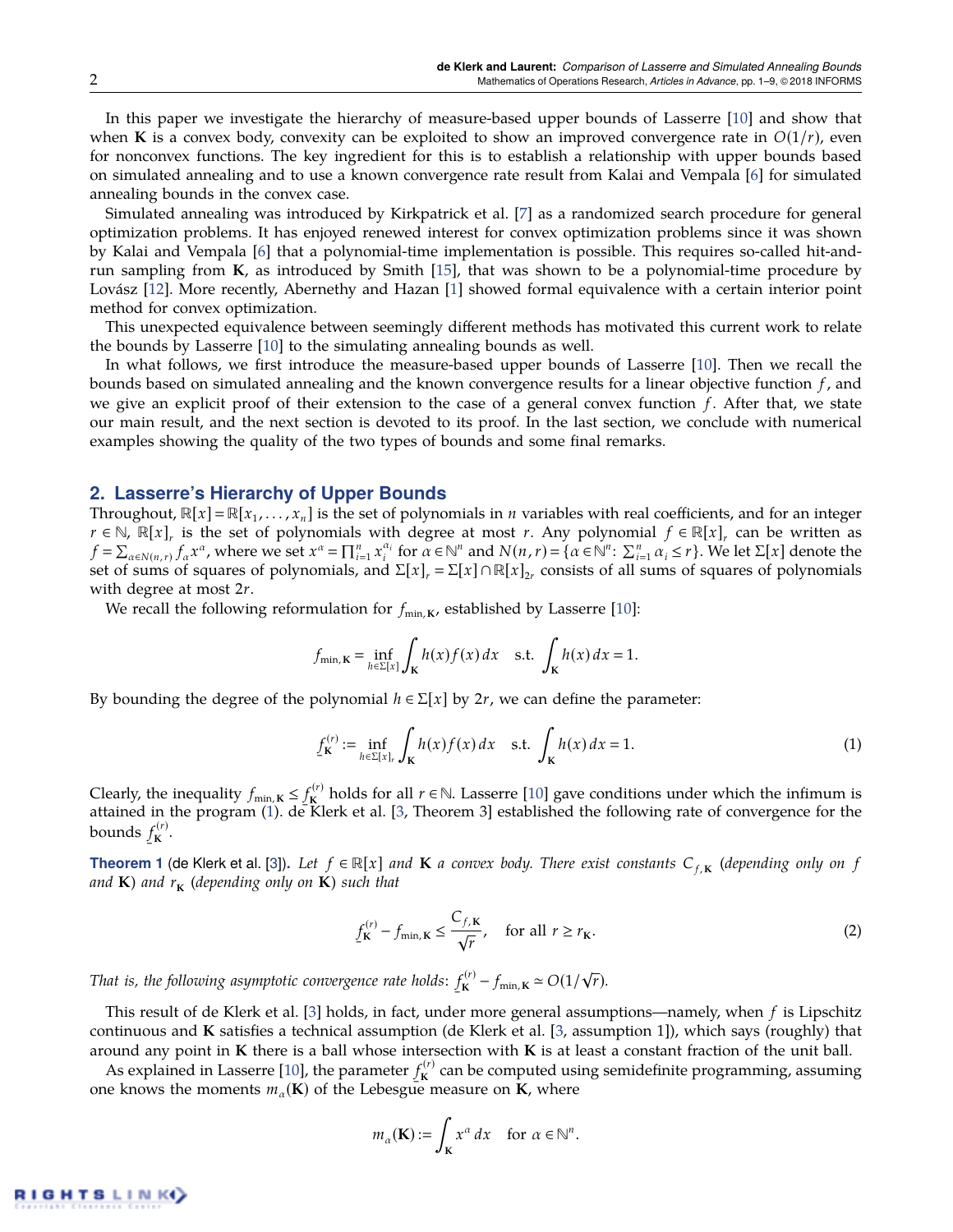In this paper we investigate the hierarchy of measure-based upper bounds of Lasserre [10] and show that when $\mathbf{K}$ is a convex body, convexity can be exploited to show an improved convergence rate in $O(1/r)$, even for nonconvex functions. The key ingredient for this is to establish a relationship with upper bounds based on simulated annealing and to use a known convergence rate result from Kalai and Vempala [6] for simulated annealing bounds in the convex case.

Simulated annealing was introduced by Kirkpatrick et al. [7] as a randomized search procedure for general optimization problems. It has enjoyed renewed interest for convex optimization problems since it was shown by Kalai and Vempala [6] that a polynomial-time implementation is possible. This requires so-called hit-and-run sampling from $\mathbf{K}$, as introduced by Smith [15], that was shown to be a polynomial-time procedure by Lovász [12]. More recently, Abernethy and Hazan [1] showed formal equivalence with a certain interior point method for convex optimization.

This unexpected equivalence between seemingly different methods has motivated this current work to relate the bounds by Lasserre [10] to the simulating annealing bounds as well.

In what follows, we first introduce the measure-based upper bounds of Lasserre [10]. Then we recall the bounds based on simulated annealing and the known convergence results for a linear objective function $f$, and we give an explicit proof of their extension to the case of a general convex function $f$. After that, we state our main result, and the next section is devoted to its proof. In the last section, we conclude with numerical examples showing the quality of the two types of bounds and some final remarks.

## 2. Lasserre's Hierarchy of Upper Bounds

Throughout, $\mathbb{R}[x] = \mathbb{R}[x_1, \ldots, x_n]$ is the set of polynomials in $n$ variables with real coefficients, and for an integer $r \in \mathbb{N}$, $\mathbb{R}[x]_r$ is the set of polynomials with degree at most $r$. Any polynomial $f \in \mathbb{R}[x]_r$ can be written as $f = \sum_{\alpha \in N(n,r)} f_\alpha x^\alpha$, where we set $x^\alpha = \prod_{i=1}^n x_i^{\alpha_i}$ for $\alpha \in \mathbb{N}^n$ and $N(n,r) = \{\alpha \in \mathbb{N}^n \colon \sum_{i=1}^n \alpha_i \le r\}$. We let $\Sigma[x]$ denote the set of sums of squares of polynomials, and $\Sigma[x]_r = \Sigma[x] \cap \mathbb{R}[x]_{2r}$ consists of all sums of squares of polynomials with degree at most $2r$.

We recall the following reformulation for $f_{\min,\mathbf{K}}$, established by Lasserre [10]:

$$f_{\min,\mathbf{K}} = \inf_{h \in \Sigma[x]} \int_{\mathbf{K}} h(x) f(x)\, dx \quad \text{s.t.} \quad \int_{\mathbf{K}} h(x)\, dx = 1.$$

By bounding the degree of the polynomial $h \in \Sigma[x]$ by $2r$, we can define the parameter:

$$\underline{f}_{\mathbf{K}}^{(r)} := \inf_{h \in \Sigma[x]_r} \int_{\mathbf{K}} h(x) f(x)\, dx \quad \text{s.t.} \quad \int_{\mathbf{K}} h(x)\, dx = 1. \tag{1}$$

Clearly, the inequality $f_{\min,\mathbf{K}} \le \underline{f}_{\mathbf{K}}^{(r)}$ holds for all $r \in \mathbb{N}$. Lasserre [10] gave conditions under which the infimum is attained in the program (1). de Klerk et al. [3, Theorem 3] established the following rate of convergence for the bounds $\underline{f}_{\mathbf{K}}^{(r)}$.

**Theorem 1** (de Klerk et al. [3]). *Let $f \in \mathbb{R}[x]$ and $\mathbf{K}$ a convex body. There exist constants $C_{f,\mathbf{K}}$ (depending only on $f$ and $\mathbf{K}$) and $r_{\mathbf{K}}$ (depending only on $\mathbf{K}$) such that*

$$\underline{f}_{\mathbf{K}}^{(r)} - f_{\min,\mathbf{K}} \le \frac{C_{f,\mathbf{K}}}{\sqrt{r}}, \quad \text{for all } r \ge r_{\mathbf{K}}. \tag{2}$$

*That is, the following asymptotic convergence rate holds: $\underline{f}_{\mathbf{K}}^{(r)} - f_{\min,\mathbf{K}} \simeq O(1/\sqrt{r})$.*

This result of de Klerk et al. [3] holds, in fact, under more general assumptions—namely, when $f$ is Lipschitz continuous and $\mathbf{K}$ satisfies a technical assumption (de Klerk et al. [3, assumption 1]), which says (roughly) that around any point in $\mathbf{K}$ there is a ball whose intersection with $\mathbf{K}$ is at least a constant fraction of the unit ball.

As explained in Lasserre [10], the parameter $\underline{f}_{\mathbf{K}}^{(r)}$ can be computed using semidefinite programming, assuming one knows the moments $m_\alpha(\mathbf{K})$ of the Lebesgue measure on $\mathbf{K}$, where

$$m_\alpha(\mathbf{K}) := \int_{\mathbf{K}} x^\alpha\, dx \quad \text{for } \alpha \in \mathbb{N}^n.$$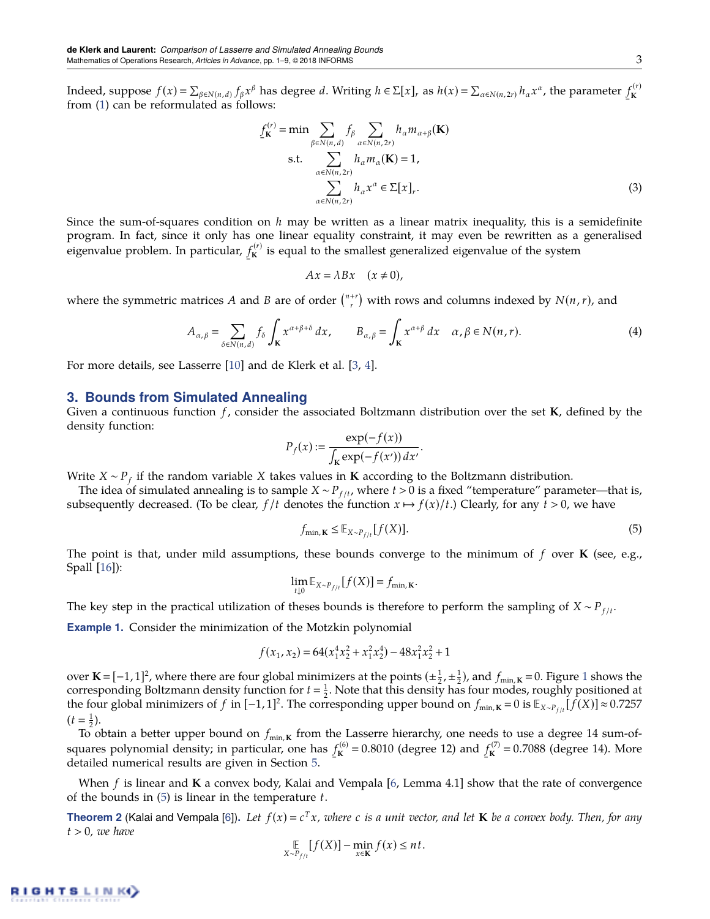Indeed, suppose $f(x) = \sum_{\beta \in N(n,d)} f_\beta x^\beta$ has degree $d$. Writing $h \in \Sigma[x]_r$ as $h(x) = \sum_{\alpha \in N(n,2r)} h_\alpha x^\alpha$, the parameter $\underline{f}_{\mathbf{K}}^{(r)}$ from (1) can be reformulated as follows:

$$
\begin{aligned}
\underline{f}_{\mathbf{K}}^{(r)} = \min & \sum_{\beta \in N(n,d)} f_\beta \sum_{\alpha \in N(n,2r)} h_\alpha m_{\alpha+\beta}(\mathbf{K}) \\
\text{s.t.} & \sum_{\alpha \in N(n,2r)} h_\alpha m_\alpha(\mathbf{K}) = 1, \\
& \sum_{\alpha \in N(n,2r)} h_\alpha x^\alpha \in \Sigma[x]_r.
\end{aligned} \tag{3}
$$

Since the sum-of-squares condition on $h$ may be written as a linear matrix inequality, this is a semidefinite program. In fact, since it only has one linear equality constraint, it may even be rewritten as a generalised eigenvalue problem. In particular, $\underline{f}_{\mathbf{K}}^{(r)}$ is equal to the smallest generalized eigenvalue of the system

$$
Ax = \lambda Bx \quad (x \neq 0),
$$

where the symmetric matrices $A$ and $B$ are of order $\binom{n+r}{r}$ with rows and columns indexed by $N(n,r)$, and

$$
A_{\alpha,\beta} = \sum_{\delta \in N(n,d)} f_\delta \int_{\mathbf{K}} x^{\alpha+\beta+\delta}\, dx, \qquad B_{\alpha,\beta} = \int_{\mathbf{K}} x^{\alpha+\beta}\, dx \quad \alpha, \beta \in N(n,r). \tag{4}
$$

For more details, see Lasserre [10] and de Klerk et al. [3, 4].

## 3. Bounds from Simulated Annealing

Given a continuous function $f$, consider the associated Boltzmann distribution over the set $\mathbf{K}$, defined by the density function:

$$
P_f(x) := \frac{\exp(-f(x))}{\int_{\mathbf{K}} \exp(-f(x'))\, dx'}.
$$

Write $X \sim P_f$ if the random variable $X$ takes values in $\mathbf{K}$ according to the Boltzmann distribution.

The idea of simulated annealing is to sample $X \sim P_{f/t}$, where $t > 0$ is a fixed "temperature" parameter—that is, subsequently decreased. (To be clear, $f/t$ denotes the function $x \mapsto f(x)/t$.) Clearly, for any $t > 0$, we have

$$
f_{\min,\mathbf{K}} \leq \mathbb{E}_{X \sim P_{f/t}}[f(X)]. \tag{5}
$$

The point is that, under mild assumptions, these bounds converge to the minimum of $f$ over $\mathbf{K}$ (see, e.g., Spall [16]):

$$
\lim_{t \downarrow 0} \mathbb{E}_{X \sim P_{f/t}}[f(X)] = f_{\min,\mathbf{K}}.
$$

The key step in the practical utilization of theses bounds is therefore to perform the sampling of $X \sim P_{f/t}$.

**Example 1.** Consider the minimization of the Motzkin polynomial

$$
f(x_1, x_2) = 64(x_1^4 x_2^2 + x_1^2 x_2^4) - 48 x_1^2 x_2^2 + 1
$$

over $\mathbf{K} = [-1,1]^2$, where there are four global minimizers at the points $(\pm\frac{1}{2}, \pm\frac{1}{2})$, and $f_{\min,\mathbf{K}} = 0$. Figure 1 shows the corresponding Boltzmann density function for $t = \frac{1}{2}$. Note that this density has four modes, roughly positioned at the four global minimizers of $f$ in $[-1,1]^2$. The corresponding upper bound on $f_{\min,\mathbf{K}} = 0$ is $\mathbb{E}_{X \sim P_{f/t}}[f(X)] \approx 0.7257$ $(t = \frac{1}{2})$.

To obtain a better upper bound on $f_{\min,\mathbf{K}}$ from the Lasserre hierarchy, one needs to use a degree 14 sum-of-squares polynomial density; in particular, one has $\underline{f}_{\mathbf{K}}^{(6)} = 0.8010$ (degree 12) and $\underline{f}_{\mathbf{K}}^{(7)} = 0.7088$ (degree 14). More detailed numerical results are given in Section 5.

When $f$ is linear and $\mathbf{K}$ a convex body, Kalai and Vempala [6, Lemma 4.1] show that the rate of convergence of the bounds in (5) is linear in the temperature $t$.

**Theorem 2** (Kalai and Vempala [6]). *Let $f(x) = c^T x$, where $c$ is a unit vector, and let $\mathbf{K}$ be a convex body. Then, for any $t > 0$, we have*

$$
\mathop{\mathbb{E}}_{X \sim P_{f/t}}[f(X)] - \min_{x \in \mathbf{K}} f(x) \leq nt.
$$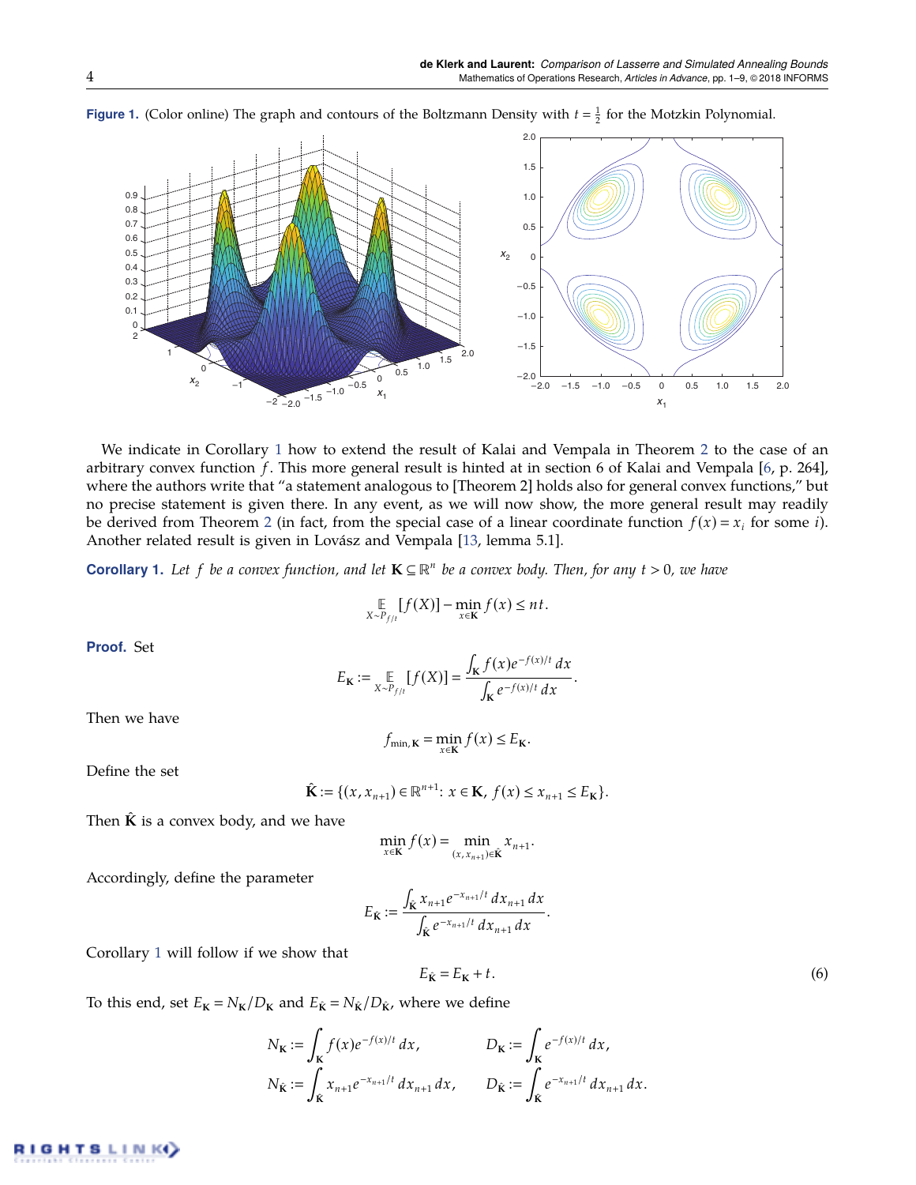**Figure 1.** (Color online) The graph and contours of the Boltzmann Density with $t = \frac{1}{2}$ for the Motzkin Polynomial.

We indicate in Corollary 1 how to extend the result of Kalai and Vempala in Theorem 2 to the case of an arbitrary convex function $f$. This more general result is hinted at in section 6 of Kalai and Vempala [6, p. 264], where the authors write that "a statement analogous to [Theorem 2] holds also for general convex functions," but no precise statement is given there. In any event, as we will now show, the more general result may readily be derived from Theorem 2 (in fact, from the special case of a linear coordinate function $f(x) = x_i$ for some $i$). Another related result is given in Lovász and Vempala [13, lemma 5.1].

**Corollary 1.** *Let $f$ be a convex function, and let $\mathbf{K} \subseteq \mathbb{R}^n$ be a convex body. Then, for any $t > 0$, we have*

$$\mathop{\mathbb{E}}_{X \sim P_{f/t}}[f(X)] - \min_{x \in \mathbf{K}} f(x) \le nt.$$

**Proof.** Set

$$E_{\mathbf{K}} := \mathop{\mathbb{E}}_{X \sim P_{f/t}}[f(X)] = \frac{\int_{\mathbf{K}} f(x) e^{-f(x)/t}\, dx}{\int_{\mathbf{K}} e^{-f(x)/t}\, dx}.$$

Then we have

$$f_{\min,\mathbf{K}} = \min_{x \in \mathbf{K}} f(x) \le E_{\mathbf{K}}.$$

Define the set

$$\hat{\mathbf{K}} := \{(x, x_{n+1}) \in \mathbb{R}^{n+1} \colon x \in \mathbf{K},\ f(x) \le x_{n+1} \le E_{\mathbf{K}}\}.$$

Then $\hat{\mathbf{K}}$ is a convex body, and we have

$$\min_{x \in \mathbf{K}} f(x) = \min_{(x, x_{n+1}) \in \hat{\mathbf{K}}} x_{n+1}.$$

Accordingly, define the parameter

$$E_{\hat{\mathbf{K}}} := \frac{\int_{\hat{\mathbf{K}}} x_{n+1} e^{-x_{n+1}/t}\, dx_{n+1}\, dx}{\int_{\hat{\mathbf{K}}} e^{-x_{n+1}/t}\, dx_{n+1}\, dx}.$$

Corollary 1 will follow if we show that

$$E_{\hat{\mathbf{K}}} = E_{\mathbf{K}} + t. \tag{6}$$

To this end, set $E_{\mathbf{K}} = N_{\mathbf{K}}/D_{\mathbf{K}}$ and $E_{\hat{\mathbf{K}}} = N_{\hat{\mathbf{K}}}/D_{\hat{\mathbf{K}}}$, where we define

$$N_{\mathbf{K}} := \int_{\mathbf{K}} f(x) e^{-f(x)/t}\, dx, \qquad D_{\mathbf{K}} := \int_{\mathbf{K}} e^{-f(x)/t}\, dx,$$

$$N_{\hat{\mathbf{K}}} := \int_{\hat{\mathbf{K}}} x_{n+1} e^{-x_{n+1}/t}\, dx_{n+1}\, dx, \qquad D_{\hat{\mathbf{K}}} := \int_{\hat{\mathbf{K}}} e^{-x_{n+1}/t}\, dx_{n+1}\, dx.$$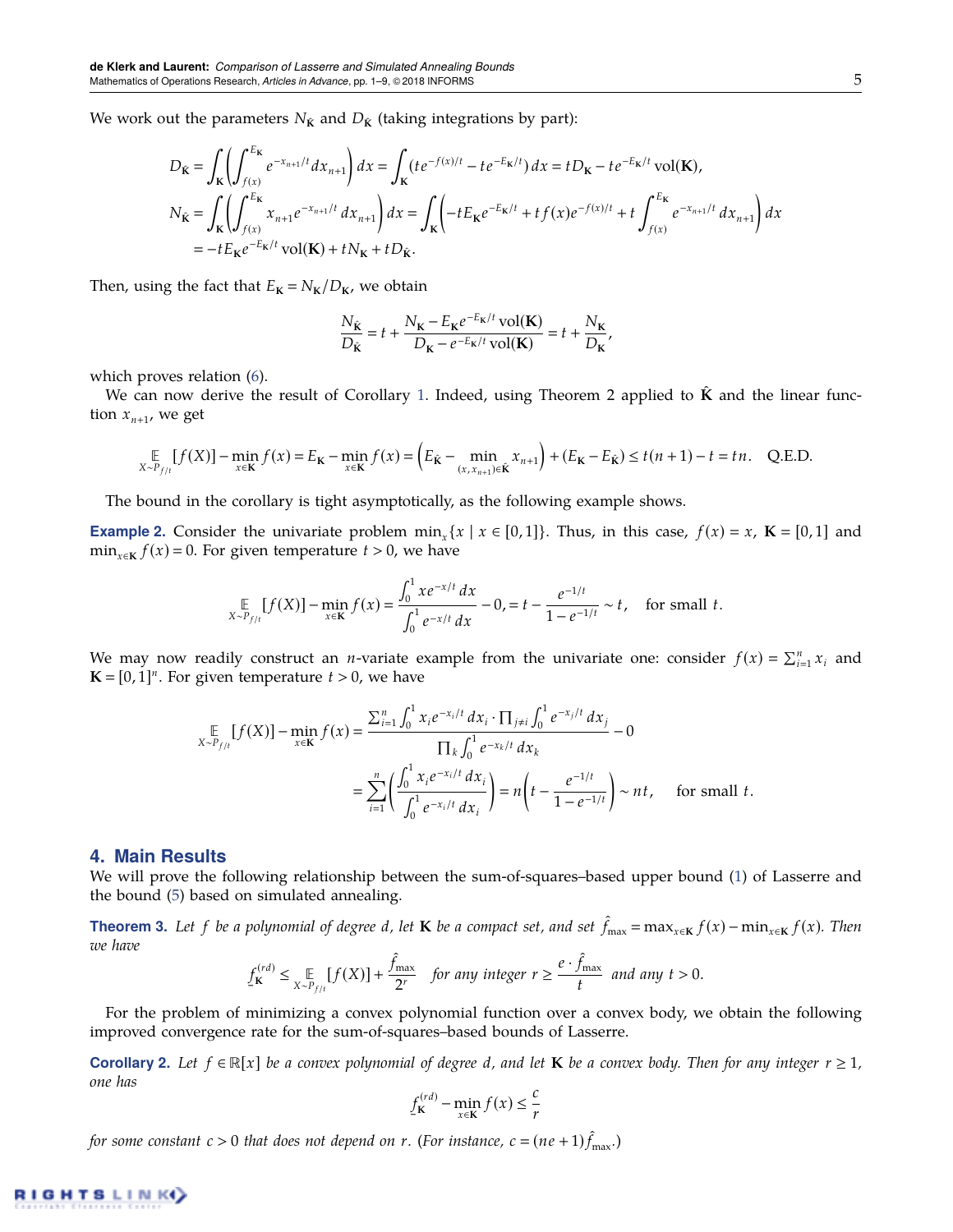We work out the parameters $N_{\hat{\mathbf{K}}}$ and $D_{\hat{\mathbf{K}}}$ (taking integrations by part):

$$
\begin{aligned}
D_{\hat{\mathbf{K}}} &= \int_{\mathbf{K}} \left( \int_{f(x)}^{E_{\mathbf{K}}} e^{-x_{n+1}/t} \, dx_{n+1} \right) dx = \int_{\mathbf{K}} (t e^{-f(x)/t} - t e^{-E_{\mathbf{K}}/t}) \, dx = t D_{\mathbf{K}} - t e^{-E_{\mathbf{K}}/t} \operatorname{vol}(\mathbf{K}), \\
N_{\hat{\mathbf{K}}} &= \int_{\mathbf{K}} \left( \int_{f(x)}^{E_{\mathbf{K}}} x_{n+1} e^{-x_{n+1}/t} \, dx_{n+1} \right) dx = \int_{\mathbf{K}} \left( -t E_{\mathbf{K}} e^{-E_{\mathbf{K}}/t} + t f(x) e^{-f(x)/t} + t \int_{f(x)}^{E_{\mathbf{K}}} e^{-x_{n+1}/t} \, dx_{n+1} \right) dx \\
&= -t E_{\mathbf{K}} e^{-E_{\mathbf{K}}/t} \operatorname{vol}(\mathbf{K}) + t N_{\mathbf{K}} + t D_{\hat{\mathbf{K}}}.
\end{aligned}
$$

Then, using the fact that $E_{\mathbf{K}} = N_{\mathbf{K}} / D_{\mathbf{K}}$, we obtain

$$
\frac{N_{\hat{\mathbf{K}}}}{D_{\hat{\mathbf{K}}}} = t + \frac{N_{\mathbf{K}} - E_{\mathbf{K}} e^{-E_{\mathbf{K}}/t} \operatorname{vol}(\mathbf{K})}{D_{\mathbf{K}} - e^{-E_{\mathbf{K}}/t} \operatorname{vol}(\mathbf{K})} = t + \frac{N_{\mathbf{K}}}{D_{\mathbf{K}}},
$$

which proves relation (6).

We can now derive the result of Corollary 1. Indeed, using Theorem 2 applied to $\hat{\mathbf{K}}$ and the linear function $x_{n+1}$, we get

$$
\mathop{\mathbb{E}}_{X \sim P_{f/t}} [f(X)] - \min_{x \in \mathbf{K}} f(x) = E_{\mathbf{K}} - \min_{x \in \mathbf{K}} f(x) = \left( E_{\hat{\mathbf{K}}} - \min_{(x, x_{n+1}) \in \hat{\mathbf{K}}} x_{n+1} \right) + (E_{\mathbf{K}} - E_{\hat{\mathbf{K}}}) \le t(n+1) - t = tn. \quad \text{Q.E.D.}
$$

The bound in the corollary is tight asymptotically, as the following example shows.

**Example 2.** Consider the univariate problem $\min_x \{x \mid x \in [0,1]\}$. Thus, in this case, $f(x) = x$, $\mathbf{K} = [0,1]$ and $\min_{x \in \mathbf{K}} f(x) = 0$. For given temperature $t > 0$, we have

$$
\mathop{\mathbb{E}}_{X \sim P_{f/t}} [f(X)] - \min_{x \in \mathbf{K}} f(x) = \frac{\int_0^1 x e^{-x/t} \, dx}{\int_0^1 e^{-x/t} \, dx} - 0, = t - \frac{e^{-1/t}}{1 - e^{-1/t}} \sim t, \quad \text{for small } t.
$$

We may now readily construct an $n$-variate example from the univariate one: consider $f(x) = \sum_{i=1}^n x_i$ and $\mathbf{K} = [0,1]^n$. For given temperature $t > 0$, we have

$$
\begin{aligned}
\mathop{\mathbb{E}}_{X \sim P_{f/t}} [f(X)] - \min_{x \in \mathbf{K}} f(x) &= \frac{\sum_{i=1}^n \int_0^1 x_i e^{-x_i/t} \, dx_i \cdot \prod_{j \ne i} \int_0^1 e^{-x_j/t} \, dx_j}{\prod_k \int_0^1 e^{-x_k/t} \, dx_k} - 0 \\
&= \sum_{i=1}^n \left( \frac{\int_0^1 x_i e^{-x_i/t} \, dx_i}{\int_0^1 e^{-x_i/t} \, dx_i} \right) = n \left( t - \frac{e^{-1/t}}{1 - e^{-1/t}} \right) \sim nt, \quad \text{for small } t.
\end{aligned}
$$

## 4. Main Results

We will prove the following relationship between the sum-of-squares–based upper bound (1) of Lasserre and the bound (5) based on simulated annealing.

**Theorem 3.** *Let $f$ be a polynomial of degree $d$, let $\mathbf{K}$ be a compact set, and set $\hat{f}_{\max} = \max_{x \in \mathbf{K}} f(x) - \min_{x \in \mathbf{K}} f(x)$. Then we have*

$$
\underline{f}_{\mathbf{K}}^{(rd)} \le \mathop{\mathbb{E}}_{X \sim P_{f/t}} [f(X)] + \frac{\hat{f}_{\max}}{2^r} \quad \textit{for any integer } r \ge \frac{e \cdot \hat{f}_{\max}}{t} \textit{ and any } t > 0.
$$

For the problem of minimizing a convex polynomial function over a convex body, we obtain the following improved convergence rate for the sum-of-squares–based bounds of Lasserre.

**Corollary 2.** *Let $f \in \mathbb{R}[x]$ be a convex polynomial of degree $d$, and let $\mathbf{K}$ be a convex body. Then for any integer $r \ge 1$, one has*

$$
\underline{f}_{\mathbf{K}}^{(rd)} - \min_{x \in \mathbf{K}} f(x) \le \frac{c}{r}
$$

*for some constant $c > 0$ that does not depend on $r$. (For instance, $c = (ne + 1)\hat{f}_{\max}$.)*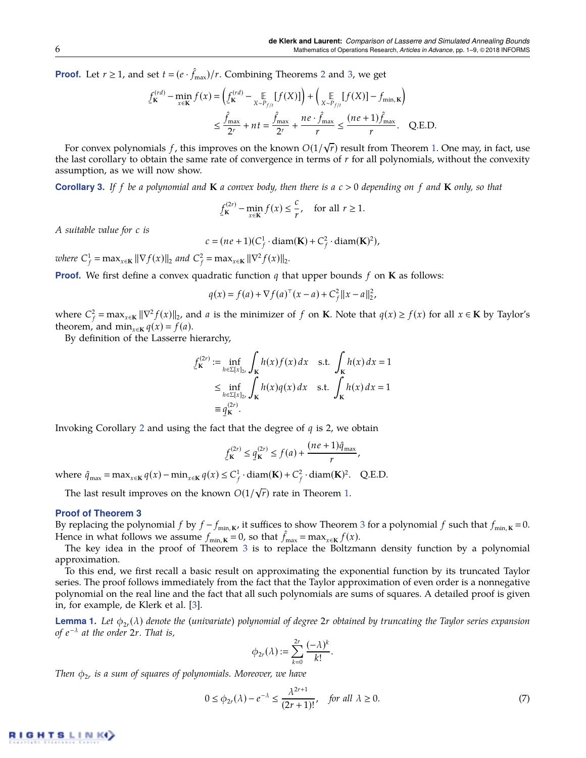**Proof.** Let $r \geq 1$, and set $t = (e \cdot \hat{f}_{\max})/r$. Combining Theorems 2 and 3, we get

$$\underline{f}_{\mathbf{K}}^{(rd)} - \min_{x \in \mathbf{K}} f(x) = \left( \underline{f}_{\mathbf{K}}^{(rd)} - \mathop{\mathbb{E}}_{X \sim P_{f/t}} [f(X)] \right) + \left( \mathop{\mathbb{E}}_{X \sim P_{f/t}} [f(X)] - f_{\min, \mathbf{K}} \right)$$
$$\leq \frac{\hat{f}_{\max}}{2^r} + nt = \frac{\hat{f}_{\max}}{2^r} + \frac{ne \cdot \hat{f}_{\max}}{r} \leq \frac{(ne+1)\hat{f}_{\max}}{r}. \quad \text{Q.E.D.}$$

For convex polynomials $f$, this improves on the known $O(1/\sqrt{r})$ result from Theorem 1. One may, in fact, use the last corollary to obtain the same rate of convergence in terms of $r$ for all polynomials, without the convexity assumption, as we will now show.

**Corollary 3.** *If $f$ be a polynomial and $\mathbf{K}$ a convex body, then there is a $c > 0$ depending on $f$ and $\mathbf{K}$ only, so that*

$$\underline{f}_{\mathbf{K}}^{(2r)} - \min_{x \in \mathbf{K}} f(x) \leq \frac{c}{r}, \quad \text{for all } r \geq 1.$$

*A suitable value for $c$ is*

$$c = (ne+1)(C_f^1 \cdot \operatorname{diam}(\mathbf{K}) + C_f^2 \cdot \operatorname{diam}(\mathbf{K})^2),$$

*where $C_f^1 = \max_{x \in \mathbf{K}} \|\nabla f(x)\|_2$ and $C_f^2 = \max_{x \in \mathbf{K}} \|\nabla^2 f(x)\|_2$.*

**Proof.** We first define a convex quadratic function $q$ that upper bounds $f$ on $\mathbf{K}$ as follows:

$$q(x) = f(a) + \nabla f(a)^\top (x - a) + C_f^2 \|x - a\|_2^2,$$

where $C_f^2 = \max_{x \in \mathbf{K}} \|\nabla^2 f(x)\|_2$, and $a$ is the minimizer of $f$ on $\mathbf{K}$. Note that $q(x) \geq f(x)$ for all $x \in \mathbf{K}$ by Taylor's theorem, and $\min_{x \in \mathbf{K}} q(x) = f(a)$.

By definition of the Lasserre hierarchy,

$$\underline{f}_{\mathbf{K}}^{(2r)} := \inf_{h \in \Sigma[x]_{2r}} \int_{\mathbf{K}} h(x) f(x)\, dx \quad \text{s.t.} \int_{\mathbf{K}} h(x)\, dx = 1$$
$$\leq \inf_{h \in \Sigma[x]_{2r}} \int_{\mathbf{K}} h(x) q(x)\, dx \quad \text{s.t.} \int_{\mathbf{K}} h(x)\, dx = 1$$
$$\equiv \underline{q}_{\mathbf{K}}^{(2r)}.$$

Invoking Corollary 2 and using the fact that the degree of $q$ is 2, we obtain

$$\underline{f}_{\mathbf{K}}^{(2r)} \leq \underline{q}_{\mathbf{K}}^{(2r)} \leq f(a) + \frac{(ne+1)\hat{q}_{\max}}{r},$$

where $\hat{q}_{\max} = \max_{x \in \mathbf{K}} q(x) - \min_{x \in \mathbf{K}} q(x) \leq C_f^1 \cdot \operatorname{diam}(\mathbf{K}) + C_f^2 \cdot \operatorname{diam}(\mathbf{K})^2$. Q.E.D.

The last result improves on the known $O(1/\sqrt{r})$ rate in Theorem 1.

## Proof of Theorem 3

By replacing the polynomial $f$ by $f - f_{\min, \mathbf{K}}$, it suffices to show Theorem 3 for a polynomial $f$ such that $f_{\min, \mathbf{K}} = 0$. Hence in what follows we assume $f_{\min, \mathbf{K}} = 0$, so that $\hat{f}_{\max} = \max_{x \in \mathbf{K}} f(x)$.

The key idea in the proof of Theorem 3 is to replace the Boltzmann density function by a polynomial approximation.

To this end, we first recall a basic result on approximating the exponential function by its truncated Taylor series. The proof follows immediately from the fact that the Taylor approximation of even order is a nonnegative polynomial on the real line and the fact that all such polynomials are sums of squares. A detailed proof is given in, for example, de Klerk et al. [3].

**Lemma 1.** *Let $\phi_{2r}(\lambda)$ denote the (univariate) polynomial of degree $2r$ obtained by truncating the Taylor series expansion of $e^{-\lambda}$ at the order $2r$. That is,*

$$\phi_{2r}(\lambda) := \sum_{k=0}^{2r} \frac{(-\lambda)^k}{k!}.$$

*Then $\phi_{2r}$ is a sum of squares of polynomials. Moreover, we have*

$$0 \leq \phi_{2r}(\lambda) - e^{-\lambda} \leq \frac{\lambda^{2r+1}}{(2r+1)!}, \quad \text{for all } \lambda \geq 0. \tag{7}$$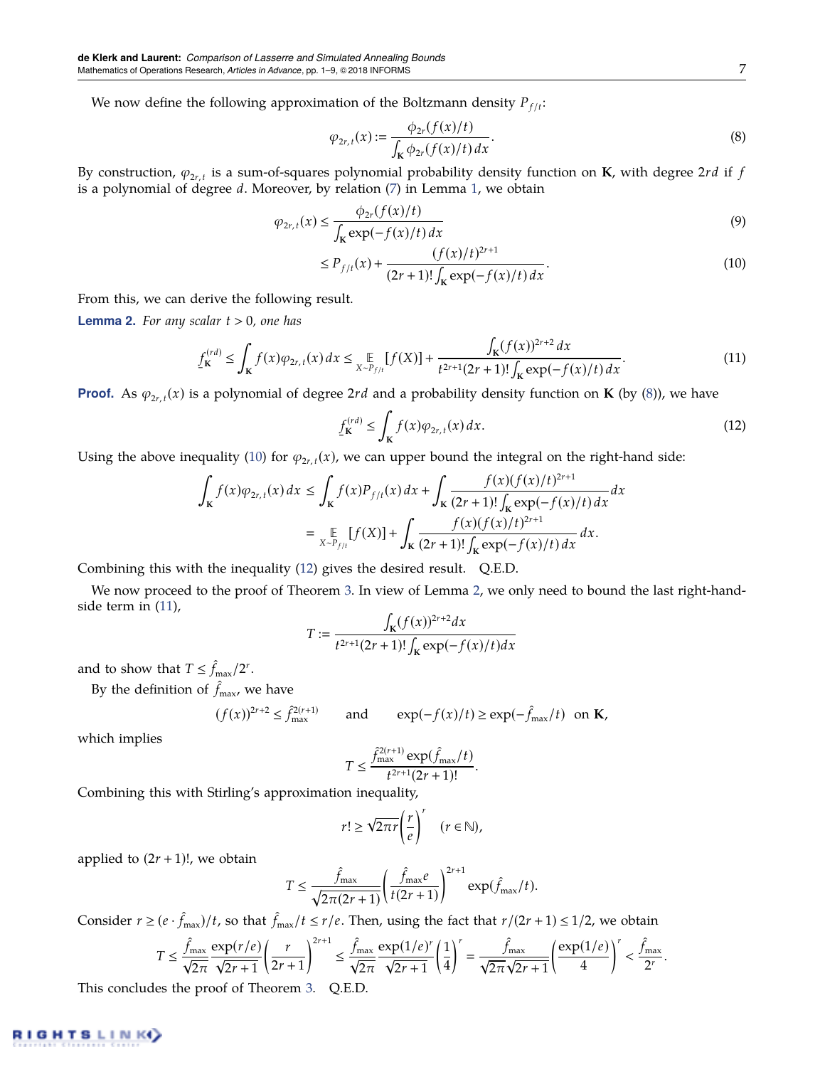We now define the following approximation of the Boltzmann density $P_{f/t}$:

$$\varphi_{2r,t}(x) := \frac{\phi_{2r}(f(x)/t)}{\int_{\mathbf{K}} \phi_{2r}(f(x)/t)\, dx}. \tag{8}$$

By construction, $\varphi_{2r,t}$ is a sum-of-squares polynomial probability density function on $\mathbf{K}$, with degree $2rd$ if $f$ is a polynomial of degree $d$. Moreover, by relation (7) in Lemma 1, we obtain

$$\varphi_{2r,t}(x) \le \frac{\phi_{2r}(f(x)/t)}{\int_{\mathbf{K}} \exp(-f(x)/t)\, dx} \tag{9}$$

$$\le P_{f/t}(x) + \frac{(f(x)/t)^{2r+1}}{(2r+1)! \int_{\mathbf{K}} \exp(-f(x)/t)\, dx}. \tag{10}$$

From this, we can derive the following result.

**Lemma 2.** *For any scalar $t > 0$, one has*

$$\underline{f}_{\mathbf{K}}^{(rd)} \le \int_{\mathbf{K}} f(x)\varphi_{2r,t}(x)\, dx \le \mathop{\mathbb{E}}_{X \sim P_{f/t}} [f(X)] + \frac{\int_{\mathbf{K}} (f(x))^{2r+2}\, dx}{t^{2r+1}(2r+1)! \int_{\mathbf{K}} \exp(-f(x)/t)\, dx}. \tag{11}$$

**Proof.** As $\varphi_{2r,t}(x)$ is a polynomial of degree $2rd$ and a probability density function on $\mathbf{K}$ (by (8)), we have

$$\underline{f}_{\mathbf{K}}^{(rd)} \le \int_{\mathbf{K}} f(x)\varphi_{2r,t}(x)\, dx. \tag{12}$$

Using the above inequality (10) for $\varphi_{2r,t}(x)$, we can upper bound the integral on the right-hand side:

$$\begin{aligned}
\int_{\mathbf{K}} f(x)\varphi_{2r,t}(x)\, dx &\le \int_{\mathbf{K}} f(x) P_{f/t}(x)\, dx + \int_{\mathbf{K}} \frac{f(x)(f(x)/t)^{2r+1}}{(2r+1)! \int_{\mathbf{K}} \exp(-f(x)/t)\, dx} dx \\
&= \mathop{\mathbb{E}}_{X \sim P_{f/t}} [f(X)] + \int_{\mathbf{K}} \frac{f(x)(f(x)/t)^{2r+1}}{(2r+1)! \int_{\mathbf{K}} \exp(-f(x)/t)\, dx} dx.
\end{aligned}$$

Combining this with the inequality (12) gives the desired result. Q.E.D.

We now proceed to the proof of Theorem 3. In view of Lemma 2, we only need to bound the last right-hand-side term in (11),

$$T := \frac{\int_{\mathbf{K}} (f(x))^{2r+2} dx}{t^{2r+1}(2r+1)! \int_{\mathbf{K}} \exp(-f(x)/t) dx}$$

and to show that $T \le \hat{f}_{\max}/2^r$.

By the definition of $\hat{f}_{\max}$, we have

$$(f(x))^{2r+2} \le \hat{f}_{\max}^{2(r+1)} \qquad \text{and} \qquad \exp(-f(x)/t) \ge \exp(-\hat{f}_{\max}/t) \ \text{ on } \mathbf{K},$$

which implies

$$T \le \frac{\hat{f}_{\max}^{2(r+1)} \exp(\hat{f}_{\max}/t)}{t^{2r+1}(2r+1)!}.$$

Combining this with Stirling's approximation inequality,

$$r! \ge \sqrt{2\pi r}\left(\frac{r}{e}\right)^r \quad (r \in \mathbb{N}),$$

applied to $(2r+1)!$, we obtain

$$T \le \frac{\hat{f}_{\max}}{\sqrt{2\pi(2r+1)}} \left(\frac{\hat{f}_{\max} e}{t(2r+1)}\right)^{2r+1} \exp(\hat{f}_{\max}/t).$$

Consider $r \ge (e \cdot \hat{f}_{\max})/t$, so that $\hat{f}_{\max}/t \le r/e$. Then, using the fact that $r/(2r+1) \le 1/2$, we obtain

$$T \le \frac{\hat{f}_{\max}}{\sqrt{2\pi}} \frac{\exp(r/e)}{\sqrt{2r+1}} \left(\frac{r}{2r+1}\right)^{2r+1} \le \frac{\hat{f}_{\max}}{\sqrt{2\pi}} \frac{\exp(1/e)^r}{\sqrt{2r+1}} \left(\frac{1}{4}\right)^r = \frac{\hat{f}_{\max}}{\sqrt{2\pi}\sqrt{2r+1}} \left(\frac{\exp(1/e)}{4}\right)^r < \frac{\hat{f}_{\max}}{2^r}.$$

This concludes the proof of Theorem 3. Q.E.D.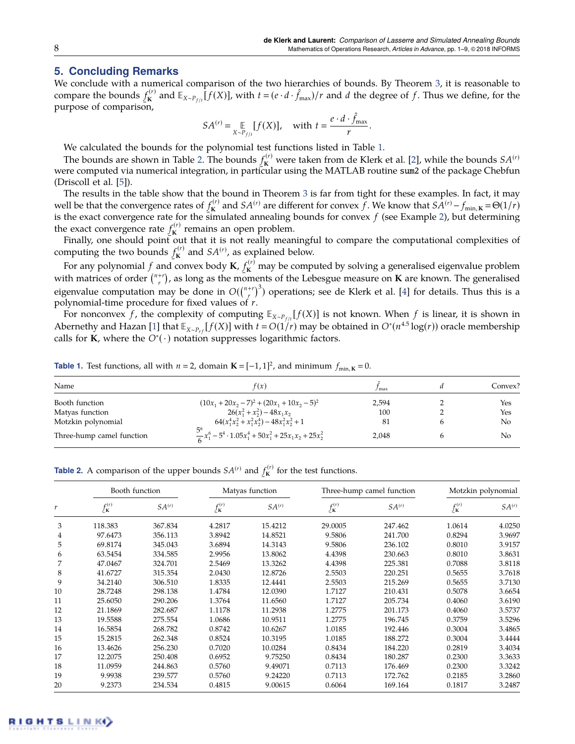## 5. Concluding Remarks

We conclude with a numerical comparison of the two hierarchies of bounds. By Theorem 3, it is reasonable to compare the bounds $\underline{f}_{\mathbf{K}}^{(r)}$ and $\mathbb{E}_{X\sim P_{f/t}}[f(X)]$, with $t = (e \cdot d \cdot \hat{f}_{\max})/r$ and $d$ the degree of $f$. Thus we define, for the purpose of comparison,

$$SA^{(r)} = \mathop{\mathbb{E}}_{X\sim P_{f/t}}[f(X)], \quad \text{with } t = \frac{e \cdot d \cdot \hat{f}_{\max}}{r}.$$

We calculated the bounds for the polynomial test functions listed in Table 1.

The bounds are shown in Table 2. The bounds $\underline{f}_{\mathbf{K}}^{(r)}$ were taken from de Klerk et al. [2], while the bounds $SA^{(r)}$ were computed via numerical integration, in particular using the MATLAB routine sum2 of the package Chebfun (Driscoll et al. [5]).

The results in the table show that the bound in Theorem 3 is far from tight for these examples. In fact, it may well be that the convergence rates of $\underline{f}_{\mathbf{K}}^{(r)}$ and $SA^{(r)}$ are different for convex $f$. We know that $SA^{(r)} - f_{\min,\mathbf{K}} = \Theta(1/r)$ is the exact convergence rate for the simulated annealing bounds for convex $f$ (see Example 2), but determining the exact convergence rate $\underline{f}_{\mathbf{K}}^{(r)}$ remains an open problem.

Finally, one should point out that it is not really meaningful to compare the computational complexities of computing the two bounds $\underline{f}_{\mathbf{K}}^{(r)}$ and $SA^{(r)}$, as explained below.

For any polynomial $f$ and convex body $\mathbf{K}$, $\underline{f}_{\mathbf{K}}^{(r)}$ may be computed by solving a generalised eigenvalue problem with matrices of order $\binom{n+r}{r}$, as long as the moments of the Lebesgue measure on $\mathbf{K}$ are known. The generalised eigenvalue computation may be done in $O(\binom{n+r}{r}^3)$ operations; see de Klerk et al. [4] for details. Thus this is a polynomial-time procedure for fixed values of $r$.

For nonconvex $f$, the complexity of computing $\mathbb{E}_{X\sim P_{f/t}}[f(X)]$ is not known. When $f$ is linear, it is shown in Abernethy and Hazan [1] that $\mathbb{E}_{X\sim P_{rf}}[f(X)]$ with $t = O(1/r)$ may be obtained in $O^*(n^{4.5}\log(r))$ oracle membership calls for $\mathbf{K}$, where the $O^*(\cdot)$ notation suppresses logarithmic factors.

**Table 1.** Test functions, all with $n = 2$, domain $\mathbf{K} = [-1,1]^2$, and minimum $f_{\min,\mathbf{K}} = 0$.

| Name | $f(x)$ | $\hat{f}_{\max}$ | $d$ | Convex? |
|---|---|---|---|---|
| Booth function | $(10x_1 + 20x_2 - 7)^2 + (20x_1 + 10x_2 - 5)^2$ | 2,594 | 2 | Yes |
| Matyas function | $26(x_1^2 + x_2^2) - 48x_1x_2$ | 100 | 2 | Yes |
| Motzkin polynomial | $64(x_1^4x_2^2 + x_1^2x_2^4) - 48x_1^2x_2^2 + 1$ | 81 | 6 | No |
| Three-hump camel function | $\frac{5^6}{6}x_1^6 - 5^4 \cdot 1.05x_1^4 + 50x_1^2 + 25x_1x_2 + 25x_2^2$ | 2,048 | 6 | No |

**Table 2.** A comparison of the upper bounds $SA^{(r)}$ and $\underline{f}_{\mathbf{K}}^{(r)}$ for the test functions.

| | Booth function | | Matyas function | | Three-hump camel function | | Motzkin polynomial | |
|---|---|---|---|---|---|---|---|---|
| $r$ | $\underline{f}_{\mathbf{K}}^{(r)}$ | $SA^{(r)}$ | $\underline{f}_{\mathbf{K}}^{(r)}$ | $SA^{(r)}$ | $\underline{f}_{\mathbf{K}}^{(r)}$ | $SA^{(r)}$ | $\underline{f}_{\mathbf{K}}^{(r)}$ | $SA^{(r)}$ |
| 3 | 118.383 | 367.834 | 4.2817 | 15.4212 | 29.0005 | 247.462 | 1.0614 | 4.0250 |
| 4 | 97.6473 | 356.113 | 3.8942 | 14.8521 | 9.5806 | 241.700 | 0.8294 | 3.9697 |
| 5 | 69.8174 | 345.043 | 3.6894 | 14.3143 | 9.5806 | 236.102 | 0.8010 | 3.9157 |
| 6 | 63.5454 | 334.585 | 2.9956 | 13.8062 | 4.4398 | 230.663 | 0.8010 | 3.8631 |
| 7 | 47.0467 | 324.701 | 2.5469 | 13.3262 | 4.4398 | 225.381 | 0.7088 | 3.8118 |
| 8 | 41.6727 | 315.354 | 2.0430 | 12.8726 | 2.5503 | 220.251 | 0.5655 | 3.7618 |
| 9 | 34.2140 | 306.510 | 1.8335 | 12.4441 | 2.5503 | 215.269 | 0.5655 | 3.7130 |
| 10 | 28.7248 | 298.138 | 1.4784 | 12.0390 | 1.7127 | 210.431 | 0.5078 | 3.6654 |
| 11 | 25.6050 | 290.206 | 1.3764 | 11.6560 | 1.7127 | 205.734 | 0.4060 | 3.6190 |
| 12 | 21.1869 | 282.687 | 1.1178 | 11.2938 | 1.2775 | 201.173 | 0.4060 | 3.5737 |
| 13 | 19.5588 | 275.554 | 1.0686 | 10.9511 | 1.2775 | 196.745 | 0.3759 | 3.5296 |
| 14 | 16.5854 | 268.782 | 0.8742 | 10.6267 | 1.0185 | 192.446 | 0.3004 | 3.4865 |
| 15 | 15.2815 | 262.348 | 0.8524 | 10.3195 | 1.0185 | 188.272 | 0.3004 | 3.4444 |
| 16 | 13.4626 | 256.230 | 0.7020 | 10.0284 | 0.8434 | 184.220 | 0.2819 | 3.4034 |
| 17 | 12.2075 | 250.408 | 0.6952 | 9.75250 | 0.8434 | 180.287 | 0.2300 | 3.3633 |
| 18 | 11.0959 | 244.863 | 0.5760 | 9.49071 | 0.7113 | 176.469 | 0.2300 | 3.3242 |
| 19 | 9.9938 | 239.577 | 0.5760 | 9.24220 | 0.7113 | 172.762 | 0.2185 | 3.2860 |
| 20 | 9.2373 | 234.534 | 0.4815 | 9.00615 | 0.6064 | 169.164 | 0.1817 | 3.2487 |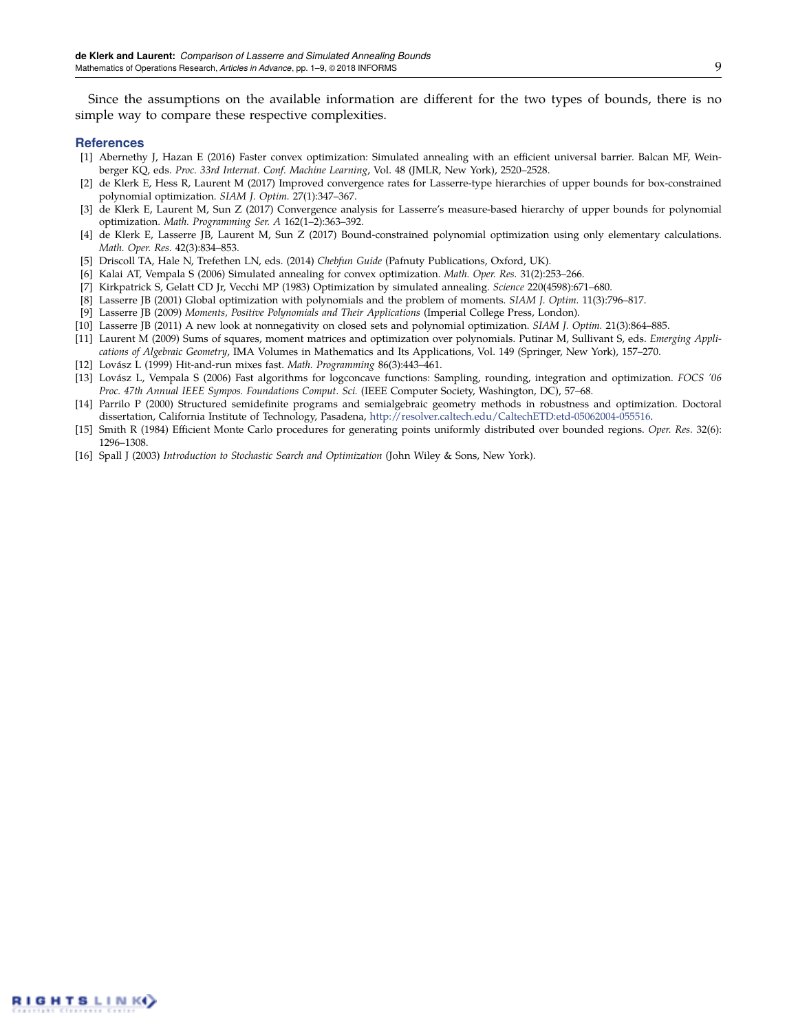Since the assumptions on the available information are different for the two types of bounds, there is no simple way to compare these respective complexities.

## References

[1] Abernethy J, Hazan E (2016) Faster convex optimization: Simulated annealing with an efficient universal barrier. Balcan MF, Weinberger KQ, eds. *Proc. 33rd Internat. Conf. Machine Learning*, Vol. 48 (JMLR, New York), 2520–2528.

[2] de Klerk E, Hess R, Laurent M (2017) Improved convergence rates for Lasserre-type hierarchies of upper bounds for box-constrained polynomial optimization. *SIAM J. Optim.* 27(1):347–367.

[3] de Klerk E, Laurent M, Sun Z (2017) Convergence analysis for Lasserre's measure-based hierarchy of upper bounds for polynomial optimization. *Math. Programming Ser. A* 162(1–2):363–392.

[4] de Klerk E, Lasserre JB, Laurent M, Sun Z (2017) Bound-constrained polynomial optimization using only elementary calculations. *Math. Oper. Res.* 42(3):834–853.

[5] Driscoll TA, Hale N, Trefethen LN, eds. (2014) *Chebfun Guide* (Pafnuty Publications, Oxford, UK).

[6] Kalai AT, Vempala S (2006) Simulated annealing for convex optimization. *Math. Oper. Res.* 31(2):253–266.

[7] Kirkpatrick S, Gelatt CD Jr, Vecchi MP (1983) Optimization by simulated annealing. *Science* 220(4598):671–680.

[8] Lasserre JB (2001) Global optimization with polynomials and the problem of moments. *SIAM J. Optim.* 11(3):796–817.

[9] Lasserre JB (2009) *Moments, Positive Polynomials and Their Applications* (Imperial College Press, London).

[10] Lasserre JB (2011) A new look at nonnegativity on closed sets and polynomial optimization. *SIAM J. Optim.* 21(3):864–885.

[11] Laurent M (2009) Sums of squares, moment matrices and optimization over polynomials. Putinar M, Sullivant S, eds. *Emerging Applications of Algebraic Geometry*, IMA Volumes in Mathematics and Its Applications, Vol. 149 (Springer, New York), 157–270.

[12] Lovász L (1999) Hit-and-run mixes fast. *Math. Programming* 86(3):443–461.

[13] Lovász L, Vempala S (2006) Fast algorithms for logconcave functions: Sampling, rounding, integration and optimization. *FOCS '06 Proc. 47th Annual IEEE Sympos. Foundations Comput. Sci.* (IEEE Computer Society, Washington, DC), 57–68.

[14] Parrilo P (2000) Structured semidefinite programs and semialgebraic geometry methods in robustness and optimization. Doctoral dissertation, California Institute of Technology, Pasadena, http://resolver.caltech.edu/CaltechETD:etd-05062004-055516.

[15] Smith R (1984) Efficient Monte Carlo procedures for generating points uniformly distributed over bounded regions. *Oper. Res.* 32(6): 1296–1308.

[16] Spall J (2003) *Introduction to Stochastic Search and Optimization* (John Wiley & Sons, New York).